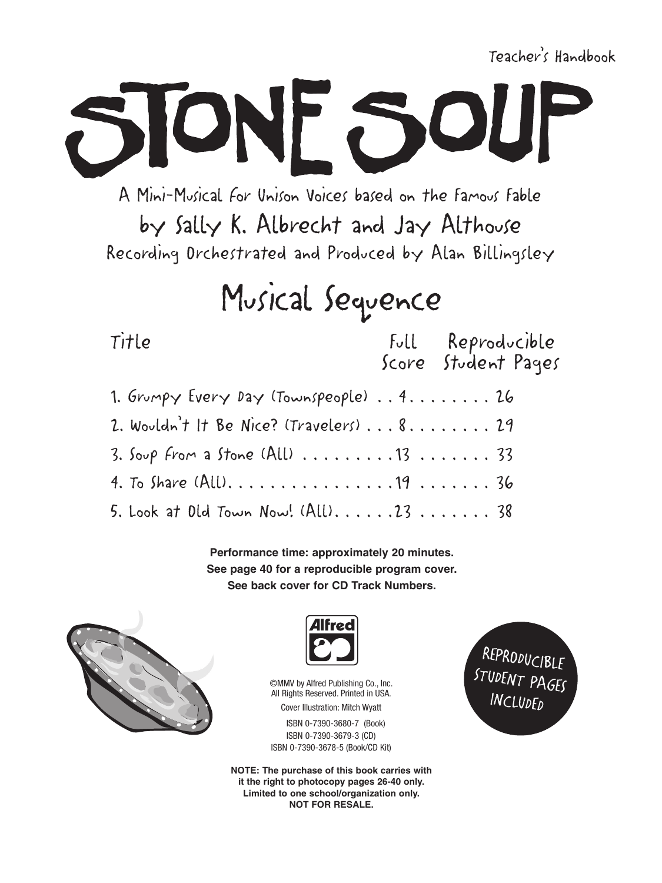Teacher's Handbook

# STONE SOUP

A Mini-Musical for Unison Voices based on the Famous Fable

by Sally K. Albrecht and Jay Althouse

Recording Orchestrated and Produced by Alan Billingsley

## Musical Sequence

| Title | Full Score | Reproducible Student Pages |
|---|---|---|
| 1. Grumpy Every Day (Townspeople) | 4 | 26 |
| 2. Wouldn't It Be Nice? (Travelers) | 8 | 29 |
| 3. Soup From a Stone (All) | 13 | 33 |
| 4. To Share (All) | 19 | 36 |
| 5. Look at Old Town Now! (All) | 23 | 38 |

**Performance time: approximately 20 minutes.**
**See page 40 for a reproducible program cover.**
**See back cover for CD Track Numbers.**

Alfred

©MMV by Alfred Publishing Co., Inc.
All Rights Reserved. Printed in USA.
Cover Illustration: Mitch Wyatt

ISBN 0-7390-3680-7 (Book)
ISBN 0-7390-3679-3 (CD)
ISBN 0-7390-3678-5 (Book/CD Kit)

REPRODUCIBLE STUDENT PAGES INCLUDED

**NOTE: The purchase of this book carries with it the right to photocopy pages 26-40 only. Limited to one school/organization only. NOT FOR RESALE.**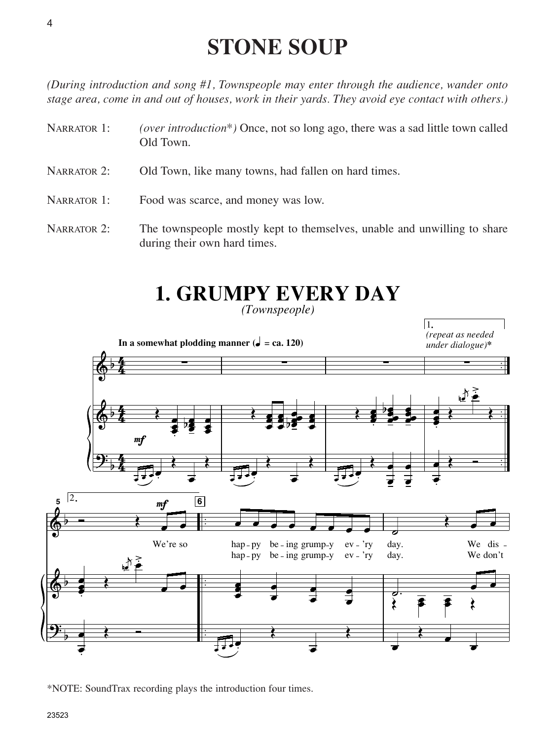# STONE SOUP

*(During introduction and song #1, Townspeople may enter through the audience, wander onto stage area, come in and out of houses, work in their yards. They avoid eye contact with others.)*

NARRATOR 1: *(over introduction\*)* Once, not so long ago, there was a sad little town called Old Town.

NARRATOR 2: Old Town, like many towns, had fallen on hard times.

NARRATOR 1: Food was scarce, and money was low.

NARRATOR 2: The townspeople mostly kept to themselves, unable and unwilling to share during their own hard times.

## 1. GRUMPY EVERY DAY

*(Townspeople)*

**In a somewhat plodding manner (♩ = ca. 120)**

1. *(repeat as needed under dialogue)\**

2.

We're so hap - py be - ing grump - y ev - 'ry day. We dis -

hap - py be - ing grump - y ev - 'ry day. We don't

\*NOTE: SoundTrax recording plays the introduction four times.

23523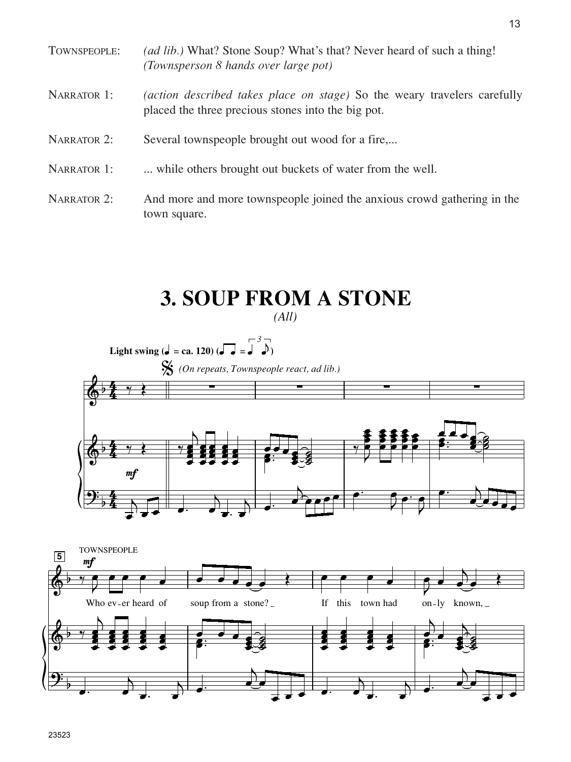TOWNSPEOPLE: *(ad lib.)* What? Stone Soup? What's that? Never heard of such a thing! *(Townsperson 8 hands over large pot)*

NARRATOR 1: *(action described takes place on stage)* So the weary travelers carefully placed the three precious stones into the big pot.

NARRATOR 2: Several townspeople brought out wood for a fire,...

NARRATOR 1: ... while others brought out buckets of water from the well.

NARRATOR 2: And more and more townspeople joined the anxious crowd gathering in the town square.

# 3. SOUP FROM A STONE

*(All)*

**Light swing** (♩ = ca. 120)

*(On repeats, Townspeople react, ad lib.)*

*mf*

TOWNSPEOPLE

*mf*

Who ev-er heard of soup from a stone? If this town had on-ly known,